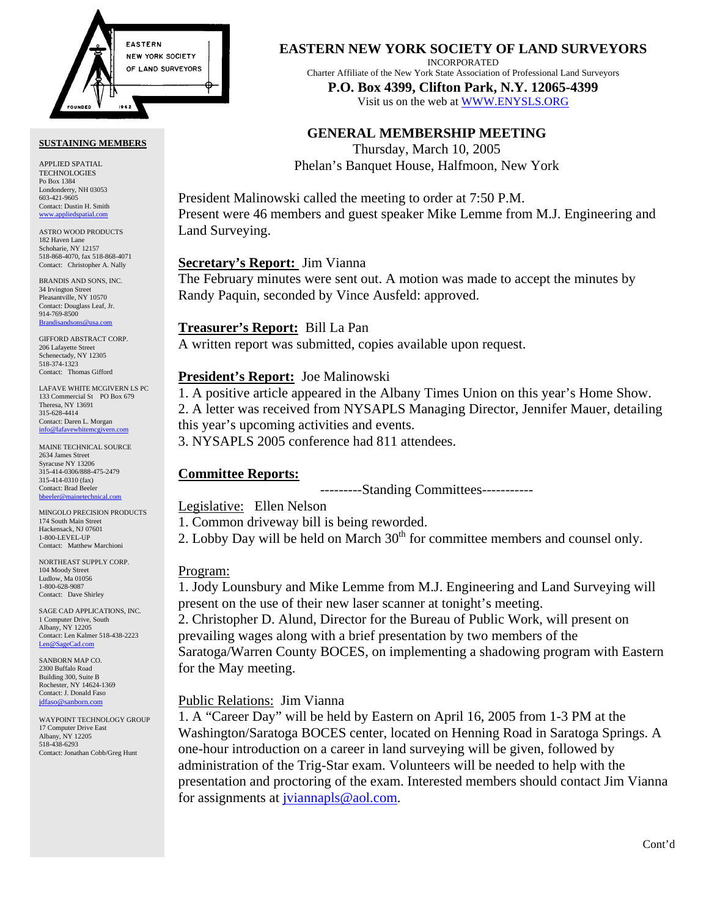# EASTERN NEW YORK SOCIETY OF LAND SURVEYORS

INCORPORATED

Charter Affiliate of the New York State Association of Professional Land Surveyors

**P.O. Box 4399, Clifton Park, N.Y. 12065-4399**

Visit us on the web at WWW.ENYSLS.ORG

## GENERAL MEMBERSHIP MEETING

Thursday, March 10, 2005

Phelan's Banquet House, Halfmoon, New York

President Malinowski called the meeting to order at 7:50 P.M.
Present were 46 members and guest speaker Mike Lemme from M.J. Engineering and Land Surveying.

**Secretary's Report:** Jim Vianna

The February minutes were sent out. A motion was made to accept the minutes by Randy Paquin, seconded by Vince Ausfeld: approved.

**Treasurer's Report:** Bill La Pan

A written report was submitted, copies available upon request.

**President's Report:** Joe Malinowski

1. A positive article appeared in the Albany Times Union on this year's Home Show.
2. A letter was received from NYSAPLS Managing Director, Jennifer Mauer, detailing this year's upcoming activities and events.
3. NYSAPLS 2005 conference had 811 attendees.

**Committee Reports:**

---------Standing Committees-----------

Legislative: Ellen Nelson

1. Common driveway bill is being reworded.
2. Lobby Day will be held on March 30th for committee members and counsel only.

Program:

1. Jody Lounsbury and Mike Lemme from M.J. Engineering and Land Surveying will present on the use of their new laser scanner at tonight's meeting.
2. Christopher D. Alund, Director for the Bureau of Public Work, will present on prevailing wages along with a brief presentation by two members of the Saratoga/Warren County BOCES, on implementing a shadowing program with Eastern for the May meeting.

Public Relations: Jim Vianna

1. A "Career Day" will be held by Eastern on April 16, 2005 from 1-3 PM at the Washington/Saratoga BOCES center, located on Henning Road in Saratoga Springs. A one-hour introduction on a career in land surveying will be given, followed by administration of the Trig-Star exam. Volunteers will be needed to help with the presentation and proctoring of the exam. Interested members should contact Jim Vianna for assignments at jviannapls@aol.com.

Cont'd

**SUSTAINING MEMBERS**

APPLIED SPATIAL TECHNOLOGIES
Po Box 1384
Londonderry, NH 03053
603-421-9605
Contact: Dustin H. Smith
www.appliedspatial.com

ASTRO WOOD PRODUCTS
182 Haven Lane
Schoharie, NY 12157
518-868-4070, fax 518-868-4071
Contact: Christopher A. Nally

BRANDIS AND SONS, INC.
34 Irvington Street
Pleasantville, NY 10570
Contact: Douglass Leaf, Jr.
914-769-8500
Brandisandsons@usa.com

GIFFORD ABSTRACT CORP.
206 Lafayette Street
Schenectady, NY 12305
518-374-1323
Contact: Thomas Gifford

LAFAVE WHITE MCGIVERN LS PC
133 Commercial St PO Box 679
Theresa, NY 13691
315-628-4414
Contact: Daren L. Morgan
info@lafavewhitemcgivern.com

MAINE TECHNICAL SOURCE
2634 James Street
Syracuse NY 13206
315-414-0306/888-475-2479
315-414-0310 (fax)
Contact: Brad Beeler
bbeeler@mainetechnical.com

MINGOLO PRECISION PRODUCTS
174 South Main Street
Hackensack, NJ 07601
1-800-LEVEL-UP
Contact: Matthew Marchioni

NORTHEAST SUPPLY CORP.
104 Moody Street
Ludlow, Ma 01056
1-800-628-9087
Contact: Dave Shirley

SAGE CAD APPLICATIONS, INC.
1 Computer Drive, South
Albany, NY 12205
Contact: Len Kalmer 518-438-2223
Len@SageCad.com

SANBORN MAP CO.
2300 Buffalo Road
Building 300, Suite B
Rochester, NY 14624-1369
Contact: J. Donald Faso
jdfaso@sanborn.com

WAYPOINT TECHNOLOGY GROUP
17 Computer Drive East
Albany, NY 12205
518-438-6293
Contact: Jonathan Cobb/Greg Hunt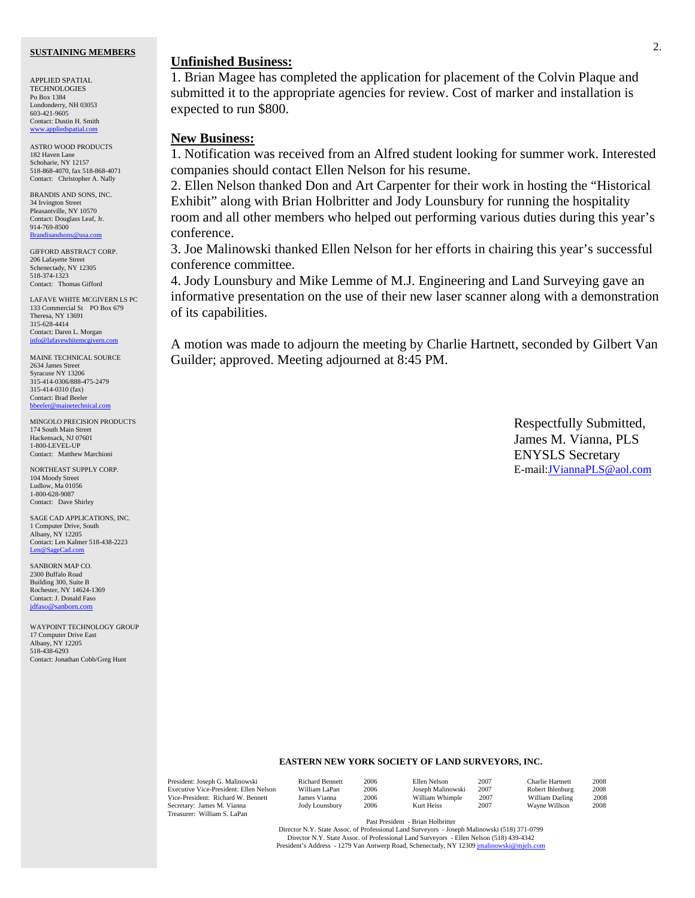## Unfinished Business:

1. Brian Magee has completed the application for placement of the Colvin Plaque and submitted it to the appropriate agencies for review. Cost of marker and installation is expected to run $800.

## New Business:

1. Notification was received from an Alfred student looking for summer work. Interested companies should contact Ellen Nelson for his resume.
2. Ellen Nelson thanked Don and Art Carpenter for their work in hosting the "Historical Exhibit" along with Brian Holbritter and Jody Lounsbury for running the hospitality room and all other members who helped out performing various duties during this year's conference.
3. Joe Malinowski thanked Ellen Nelson for her efforts in chairing this year's successful conference committee.
4. Jody Lounsbury and Mike Lemme of M.J. Engineering and Land Surveying gave an informative presentation on the use of their new laser scanner along with a demonstration of its capabilities.

A motion was made to adjourn the meeting by Charlie Hartnett, seconded by Gilbert Van Guilder; approved. Meeting adjourned at 8:45 PM.

Respectfully Submitted,
James M. Vianna, PLS
ENYSLS Secretary
E-mail:JViannaPLS@aol.com

**SUSTAINING MEMBERS**

APPLIED SPATIAL TECHNOLOGIES
Po Box 1384
Londonderry, NH 03053
603-421-9605
Contact: Dustin H. Smith
www.appliedspatial.com

ASTRO WOOD PRODUCTS
182 Haven Lane
Schoharie, NY 12157
518-868-4070, fax 518-868-4071
Contact: Christopher A. Nally

BRANDIS AND SONS, INC.
34 Irvington Street
Pleasantville, NY 10570
Contact: Douglass Leaf, Jr.
914-769-8500
Brandisandsons@usa.com

GIFFORD ABSTRACT CORP.
206 Lafayette Street
Schenectady, NY 12305
518-374-1323
Contact: Thomas Gifford

LAFAVE WHITE MCGIVERN LS PC
133 Commercial St PO Box 679
Theresa, NY 13691
315-628-4414
Contact: Daren L. Morgan
info@lafavewhitemcgivern.com

MAINE TECHNICAL SOURCE
2634 James Street
Syracuse NY 13206
315-414-0306/888-475-2479
315-414-0310 (fax)
Contact: Brad Beeler
bbeeler@mainetechnical.com

MINGOLO PRECISION PRODUCTS
174 South Main Street
Hackensack, NJ 07601
1-800-LEVEL-UP
Contact: Matthew Marchioni

NORTHEAST SUPPLY CORP.
104 Moody Street
Ludlow, Ma 01056
1-800-628-9087
Contact: Dave Shirley

SAGE CAD APPLICATIONS, INC.
1 Computer Drive, South
Albany, NY 12205
Contact: Len Kalmer 518-438-2223
Len@SageCad.com

SANBORN MAP CO.
2300 Buffalo Road
Building 300, Suite B
Rochester, NY 14624-1369
Contact: J. Donald Faso
jdfaso@sanborn.com

WAYPOINT TECHNOLOGY GROUP
17 Computer Drive East
Albany, NY 12205
518-438-6293
Contact: Jonathan Cobb/Greg Hunt

**EASTERN NEW YORK SOCIETY OF LAND SURVEYORS, INC.**

| | | | | | | | |
|---|---|---|---|---|---|---|---|
| President: Joseph G. Malinowski | Richard Bennett | 2006 | Ellen Nelson | 2007 | Charlie Hartnett | 2008 |
| Executive Vice-President: Ellen Nelson | William LaPan | 2006 | Joseph Malinowski | 2007 | Robert Ihlenburg | 2008 |
| Vice-President: Richard W. Bennett | James Vianna | 2006 | William Whimple | 2007 | William Darling | 2008 |
| Secretary: James M. Vianna | Jody Lounsbury | 2006 | Kurt Heiss | 2007 | Wayne Willson | 2008 |
| Treasurer: William S. LaPan | | | | | | |

Past President - Brian Holbritter
Director N.Y. State Assoc. of Professional Land Surveyors - Joseph Malinowski (518) 371-0799
Director N.Y. State Assoc. of Professional Land Surveyors - Ellen Nelson (518) 439-4342
President's Address - 1279 Van Antwerp Road, Schenectady, NY 12309 jmalinowski@mjels.com